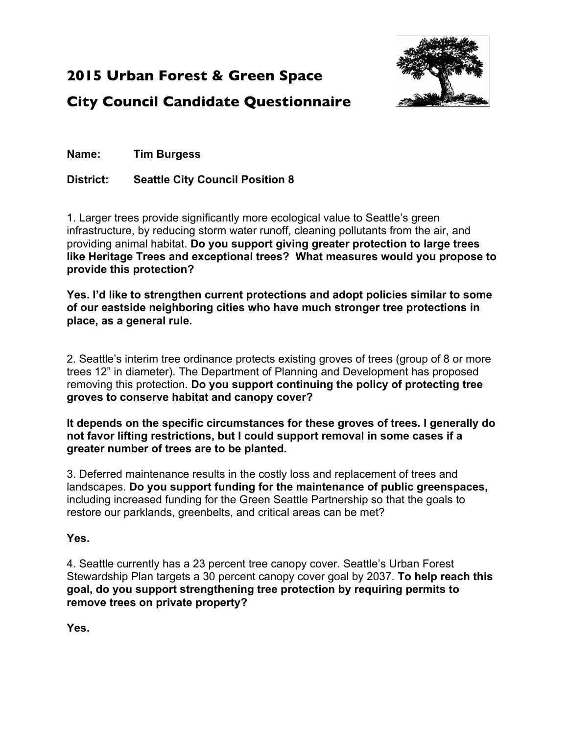# 2015 Urban Forest & Green Space City Council Candidate Questionnaire

**Name:** **Tim Burgess**

**District:** **Seattle City Council Position 8**

1. Larger trees provide significantly more ecological value to Seattle's green infrastructure, by reducing storm water runoff, cleaning pollutants from the air, and providing animal habitat. **Do you support giving greater protection to large trees like Heritage Trees and exceptional trees? What measures would you propose to provide this protection?**

**Yes. I'd like to strengthen current protections and adopt policies similar to some of our eastside neighboring cities who have much stronger tree protections in place, as a general rule.**

2. Seattle's interim tree ordinance protects existing groves of trees (group of 8 or more trees 12" in diameter). The Department of Planning and Development has proposed removing this protection. **Do you support continuing the policy of protecting tree groves to conserve habitat and canopy cover?**

**It depends on the specific circumstances for these groves of trees. I generally do not favor lifting restrictions, but I could support removal in some cases if a greater number of trees are to be planted.**

3. Deferred maintenance results in the costly loss and replacement of trees and landscapes. **Do you support funding for the maintenance of public greenspaces,** including increased funding for the Green Seattle Partnership so that the goals to restore our parklands, greenbelts, and critical areas can be met?

**Yes.**

4. Seattle currently has a 23 percent tree canopy cover. Seattle's Urban Forest Stewardship Plan targets a 30 percent canopy cover goal by 2037. **To help reach this goal, do you support strengthening tree protection by requiring permits to remove trees on private property?**

**Yes.**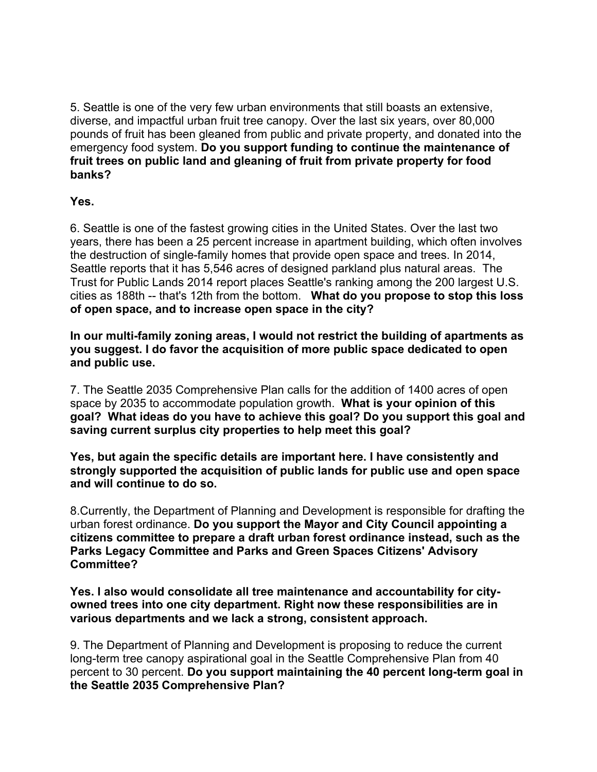5. Seattle is one of the very few urban environments that still boasts an extensive, diverse, and impactful urban fruit tree canopy. Over the last six years, over 80,000 pounds of fruit has been gleaned from public and private property, and donated into the emergency food system. **Do you support funding to continue the maintenance of fruit trees on public land and gleaning of fruit from private property for food banks?**

**Yes.**

6. Seattle is one of the fastest growing cities in the United States. Over the last two years, there has been a 25 percent increase in apartment building, which often involves the destruction of single-family homes that provide open space and trees. In 2014, Seattle reports that it has 5,546 acres of designed parkland plus natural areas. The Trust for Public Lands 2014 report places Seattle's ranking among the 200 largest U.S. cities as 188th -- that's 12th from the bottom. **What do you propose to stop this loss of open space, and to increase open space in the city?**

**In our multi-family zoning areas, I would not restrict the building of apartments as you suggest. I do favor the acquisition of more public space dedicated to open and public use.**

7. The Seattle 2035 Comprehensive Plan calls for the addition of 1400 acres of open space by 2035 to accommodate population growth. **What is your opinion of this goal? What ideas do you have to achieve this goal? Do you support this goal and saving current surplus city properties to help meet this goal?**

**Yes, but again the specific details are important here. I have consistently and strongly supported the acquisition of public lands for public use and open space and will continue to do so.**

8.Currently, the Department of Planning and Development is responsible for drafting the urban forest ordinance. **Do you support the Mayor and City Council appointing a citizens committee to prepare a draft urban forest ordinance instead, such as the Parks Legacy Committee and Parks and Green Spaces Citizens' Advisory Committee?**

**Yes. I also would consolidate all tree maintenance and accountability for city-owned trees into one city department. Right now these responsibilities are in various departments and we lack a strong, consistent approach.**

9. The Department of Planning and Development is proposing to reduce the current long-term tree canopy aspirational goal in the Seattle Comprehensive Plan from 40 percent to 30 percent. **Do you support maintaining the 40 percent long-term goal in the Seattle 2035 Comprehensive Plan?**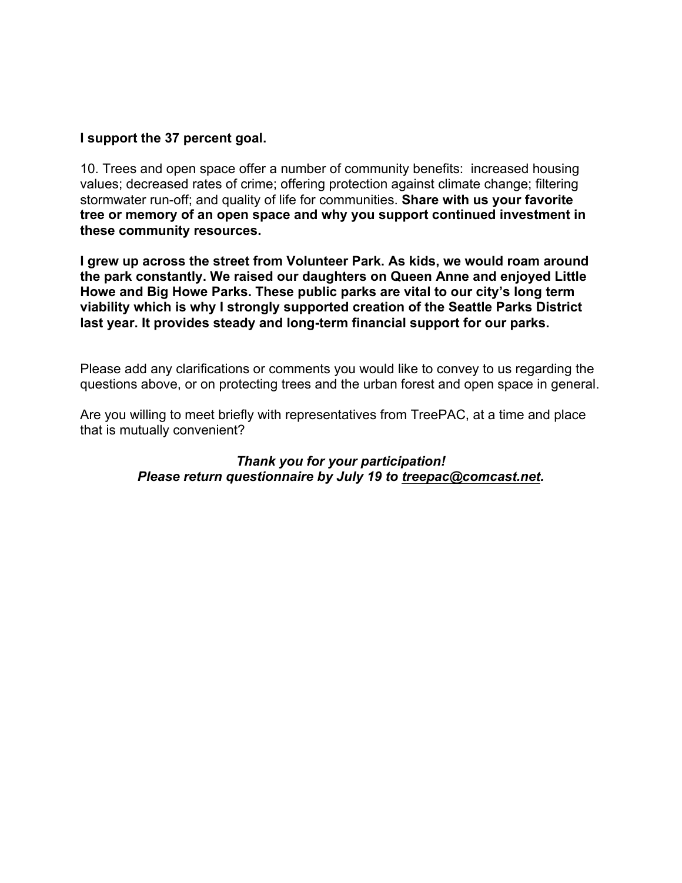**I support the 37 percent goal.**

10. Trees and open space offer a number of community benefits: increased housing values; decreased rates of crime; offering protection against climate change; filtering stormwater run-off; and quality of life for communities. **Share with us your favorite tree or memory of an open space and why you support continued investment in these community resources.**

**I grew up across the street from Volunteer Park. As kids, we would roam around the park constantly. We raised our daughters on Queen Anne and enjoyed Little Howe and Big Howe Parks. These public parks are vital to our city's long term viability which is why I strongly supported creation of the Seattle Parks District last year. It provides steady and long-term financial support for our parks.**

Please add any clarifications or comments you would like to convey to us regarding the questions above, or on protecting trees and the urban forest and open space in general.

Are you willing to meet briefly with representatives from TreePAC, at a time and place that is mutually convenient?

***Thank you for your participation!***
***Please return questionnaire by July 19 to treepac@comcast.net.***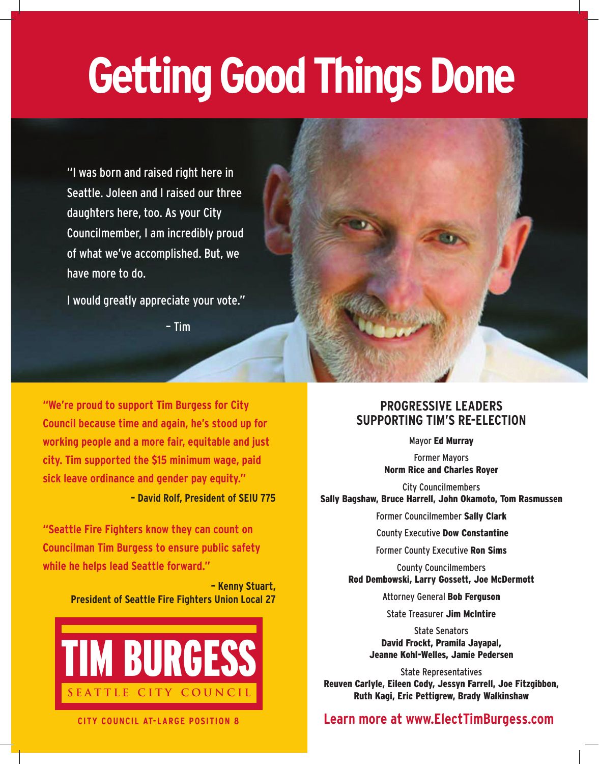# Getting Good Things Done

"I was born and raised right here in Seattle. Joleen and I raised our three daughters here, too. As your City Councilmember, I am incredibly proud of what we've accomplished. But, we have more to do.

I would greatly appreciate your vote."

– Tim

**"We're proud to support Tim Burgess for City Council because time and again, he's stood up for working people and a more fair, equitable and just city. Tim supported the $15 minimum wage, paid sick leave ordinance and gender pay equity."**

**– David Rolf, President of SEIU 775**

**"Seattle Fire Fighters know they can count on Councilman Tim Burgess to ensure public safety while he helps lead Seattle forward."**

**– Kenny Stuart, President of Seattle Fire Fighters Union Local 27**

**TIM BURGESS**

SEATTLE CITY COUNCIL

**CITY COUNCIL AT-LARGE POSITION 8**

## PROGRESSIVE LEADERS SUPPORTING TIM'S RE-ELECTION

Mayor **Ed Murray**

Former Mayors
**Norm Rice and Charles Royer**

City Councilmembers
**Sally Bagshaw, Bruce Harrell, John Okamoto, Tom Rasmussen**

Former Councilmember **Sally Clark**

County Executive **Dow Constantine**

Former County Executive **Ron Sims**

County Councilmembers
**Rod Dembowski, Larry Gossett, Joe McDermott**

Attorney General **Bob Ferguson**

State Treasurer **Jim McIntire**

State Senators
**David Frockt, Pramila Jayapal, Jeanne Kohl-Welles, Jamie Pedersen**

State Representatives
**Reuven Carlyle, Eileen Cody, Jessyn Farrell, Joe Fitzgibbon, Ruth Kagi, Eric Pettigrew, Brady Walkinshaw**

**Learn more at www.ElectTimBurgess.com**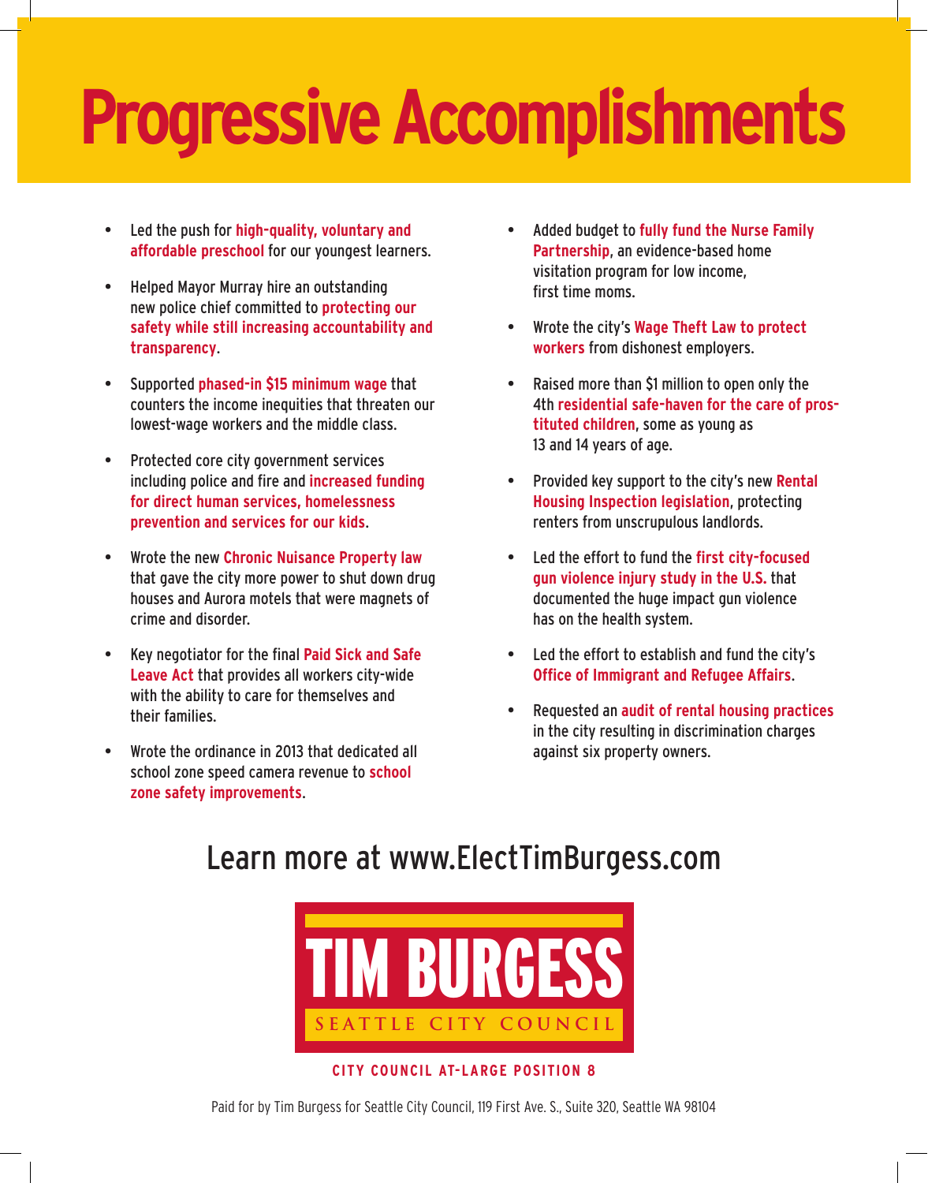# Progressive Accomplishments

- Led the push for **high-quality, voluntary and affordable preschool** for our youngest learners.
- Helped Mayor Murray hire an outstanding new police chief committed to **protecting our safety while still increasing accountability and transparency**.
- Supported **phased-in $15 minimum wage** that counters the income inequities that threaten our lowest-wage workers and the middle class.
- Protected core city government services including police and fire and **increased funding for direct human services, homelessness prevention and services for our kids**.
- Wrote the new **Chronic Nuisance Property law** that gave the city more power to shut down drug houses and Aurora motels that were magnets of crime and disorder.
- Key negotiator for the final **Paid Sick and Safe Leave Act** that provides all workers city-wide with the ability to care for themselves and their families.
- Wrote the ordinance in 2013 that dedicated all school zone speed camera revenue to **school zone safety improvements**.
- Added budget to **fully fund the Nurse Family Partnership**, an evidence-based home visitation program for low income, first time moms.
- Wrote the city's **Wage Theft Law to protect workers** from dishonest employers.
- Raised more than $1 million to open only the 4th **residential safe-haven for the care of prostituted children**, some as young as 13 and 14 years of age.
- Provided key support to the city's new **Rental Housing Inspection legislation**, protecting renters from unscrupulous landlords.
- Led the effort to fund the **first city-focused gun violence injury study in the U.S.** that documented the huge impact gun violence has on the health system.
- Led the effort to establish and fund the city's **Office of Immigrant and Refugee Affairs**.
- Requested an **audit of rental housing practices** in the city resulting in discrimination charges against six property owners.

## Learn more at www.ElectTimBurgess.com

**TIM BURGESS**

SEATTLE CITY COUNCIL

**CITY COUNCIL AT-LARGE POSITION 8**

Paid for by Tim Burgess for Seattle City Council, 119 First Ave. S., Suite 320, Seattle WA 98104